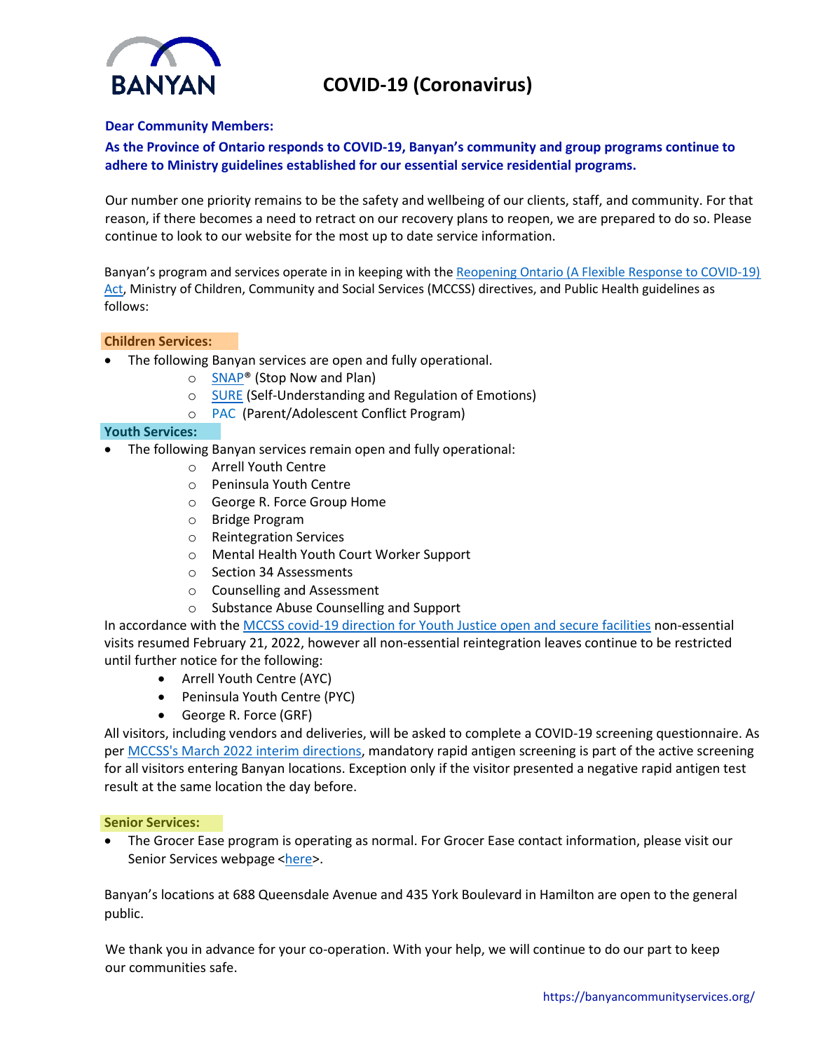BANYAN

# COVID-19 (Coronavirus)

**Dear Community Members:**

**As the Province of Ontario responds to COVID-19, Banyan's community and group programs continue to adhere to Ministry guidelines established for our essential service residential programs.**

Our number one priority remains to be the safety and wellbeing of our clients, staff, and community. For that reason, if there becomes a need to retract on our recovery plans to reopen, we are prepared to do so. Please continue to look to our website for the most up to date service information.

Banyan's program and services operate in in keeping with the Reopening Ontario (A Flexible Response to COVID-19) Act, Ministry of Children, Community and Social Services (MCCSS) directives, and Public Health guidelines as follows:

**Children Services:**

- The following Banyan services are open and fully operational.
  - SNAP® (Stop Now and Plan)
  - SURE (Self-Understanding and Regulation of Emotions)
  - PAC (Parent/Adolescent Conflict Program)

**Youth Services:**

- The following Banyan services remain open and fully operational:
  - Arrell Youth Centre
  - Peninsula Youth Centre
  - George R. Force Group Home
  - Bridge Program
  - Reintegration Services
  - Mental Health Youth Court Worker Support
  - Section 34 Assessments
  - Counselling and Assessment
  - Substance Abuse Counselling and Support

In accordance with the MCCSS covid-19 direction for Youth Justice open and secure facilities non-essential visits resumed February 21, 2022, however all non-essential reintegration leaves continue to be restricted until further notice for the following:

- Arrell Youth Centre (AYC)
- Peninsula Youth Centre (PYC)
- George R. Force (GRF)

All visitors, including vendors and deliveries, will be asked to complete a COVID-19 screening questionnaire. As per MCCSS's March 2022 interim directions, mandatory rapid antigen screening is part of the active screening for all visitors entering Banyan locations. Exception only if the visitor presented a negative rapid antigen test result at the same location the day before.

**Senior Services:**

- The Grocer Ease program is operating as normal. For Grocer Ease contact information, please visit our Senior Services webpage <here>.

Banyan's locations at 688 Queensdale Avenue and 435 York Boulevard in Hamilton are open to the general public.

We thank you in advance for your co-operation. With your help, we will continue to do our part to keep our communities safe.

https://banyancommunityservices.org/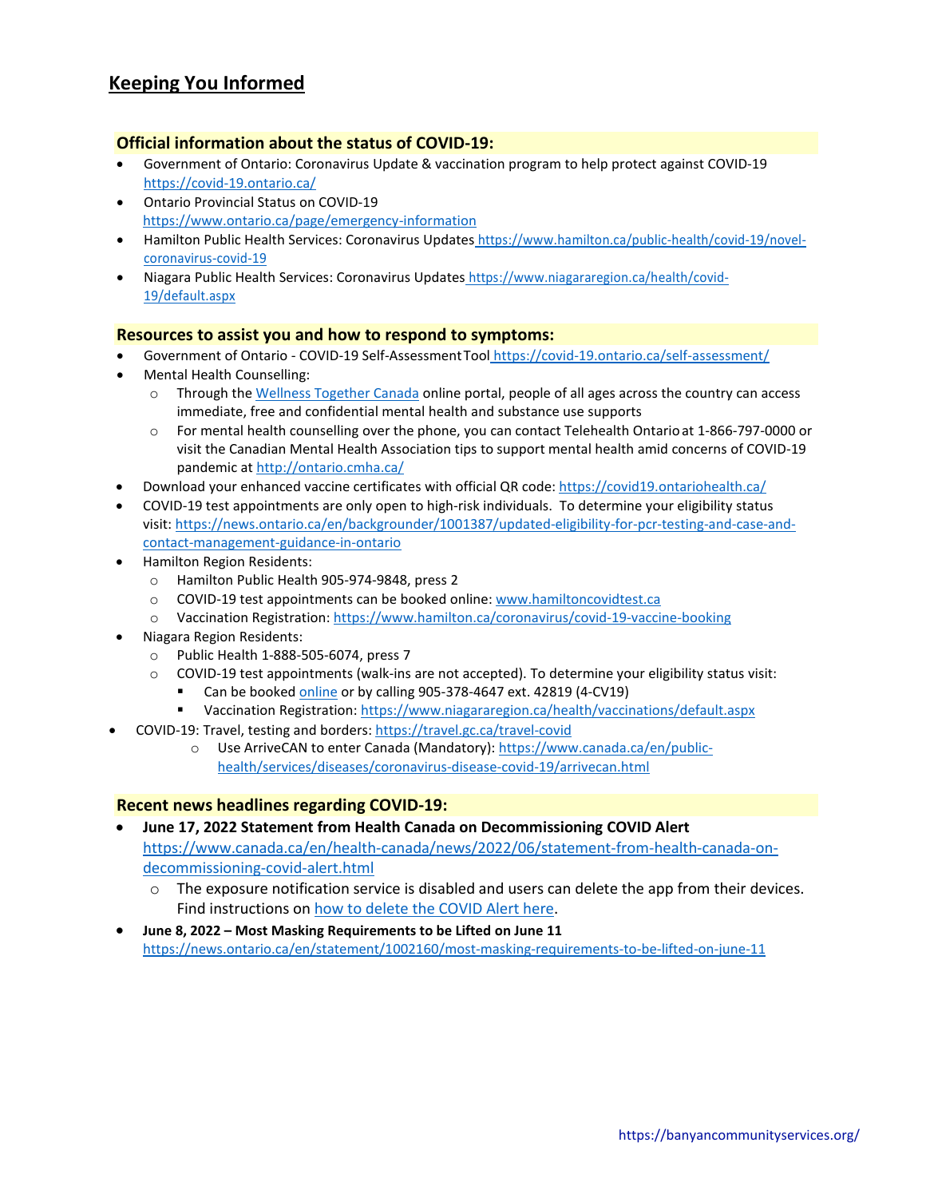## Keeping You Informed

### Official information about the status of COVID-19:

- Government of Ontario: Coronavirus Update & vaccination program to help protect against COVID-19 https://covid-19.ontario.ca/
- Ontario Provincial Status on COVID-19 https://www.ontario.ca/page/emergency-information
- Hamilton Public Health Services: Coronavirus Updates https://www.hamilton.ca/public-health/covid-19/novel-coronavirus-covid-19
- Niagara Public Health Services: Coronavirus Updates https://www.niagararegion.ca/health/covid-19/default.aspx

### Resources to assist you and how to respond to symptoms:

- Government of Ontario - COVID-19 Self-Assessment Tool https://covid-19.ontario.ca/self-assessment/
- Mental Health Counselling:
  - Through the Wellness Together Canada online portal, people of all ages across the country can access immediate, free and confidential mental health and substance use supports
  - For mental health counselling over the phone, you can contact Telehealth Ontario at 1-866-797-0000 or visit the Canadian Mental Health Association tips to support mental health amid concerns of COVID-19 pandemic at http://ontario.cmha.ca/
- Download your enhanced vaccine certificates with official QR code: https://covid19.ontariohealth.ca/
- COVID-19 test appointments are only open to high-risk individuals. To determine your eligibility status visit: https://news.ontario.ca/en/backgrounder/1001387/updated-eligibility-for-pcr-testing-and-case-and-contact-management-guidance-in-ontario
- Hamilton Region Residents:
  - Hamilton Public Health 905-974-9848, press 2
  - COVID-19 test appointments can be booked online: www.hamiltoncovidtest.ca
  - Vaccination Registration: https://www.hamilton.ca/coronavirus/covid-19-vaccine-booking
- Niagara Region Residents:
  - Public Health 1-888-505-6074, press 7
  - COVID-19 test appointments (walk-ins are not accepted). To determine your eligibility status visit:
    - Can be booked online or by calling 905-378-4647 ext. 42819 (4-CV19)
    - Vaccination Registration: https://www.niagararegion.ca/health/vaccinations/default.aspx
- COVID-19: Travel, testing and borders: https://travel.gc.ca/travel-covid
  - Use ArriveCAN to enter Canada (Mandatory): https://www.canada.ca/en/public-health/services/diseases/coronavirus-disease-covid-19/arrivecan.html

### Recent news headlines regarding COVID-19:

- **June 17, 2022 Statement from Health Canada on Decommissioning COVID Alert** https://www.canada.ca/en/health-canada/news/2022/06/statement-from-health-canada-on-decommissioning-covid-alert.html
  - The exposure notification service is disabled and users can delete the app from their devices. Find instructions on how to delete the COVID Alert here.
- **June 8, 2022 – Most Masking Requirements to be Lifted on June 11** https://news.ontario.ca/en/statement/1002160/most-masking-requirements-to-be-lifted-on-june-11